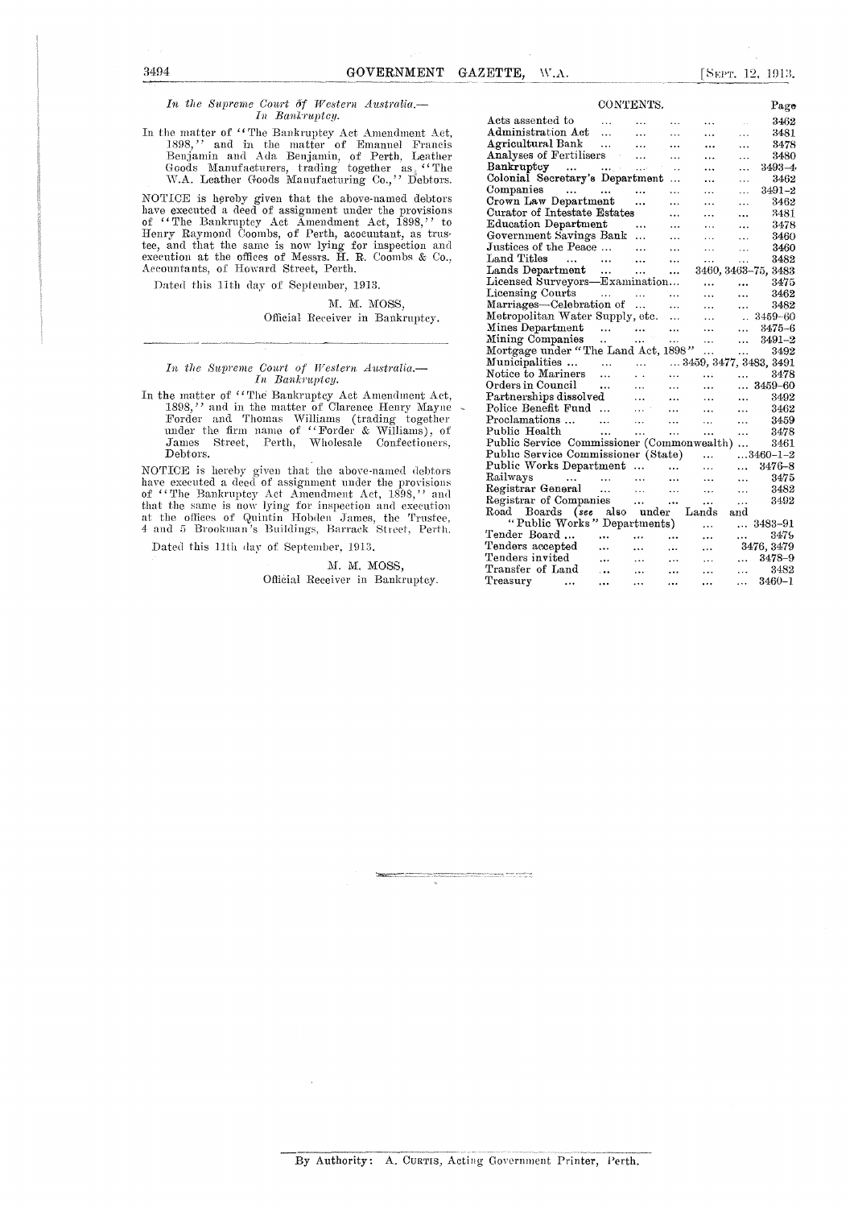*In the Supreme Court of Western Australia.—*
*In Bankruptcy.*

In the matter of "The Bankruptcy Act Amendment Act, 1898," and in the matter of Emanuel Francis Benjamin and Ada Benjamin, of Perth, Leather Goods Manufacturers, trading together as "The W.A. Leather Goods Manufacturing Co.," Debtors.

NOTICE is hereby given that the above-named debtors have executed a deed of assignment under the provisions of "The Bankruptcy Act Amendment Act, 1898," to Henry Raymond Coombs, of Perth, accountant, as trustee, and that the same is now lying for inspection and execution at the offices of Messrs. H. R. Coombs & Co., Accountants, of Howard Street, Perth.

Dated this 11th day of September, 1913.

M. M. MOSS,
Official Receiver in Bankruptcy.

---

*In the Supreme Court of Western Australia.—*
*In Bankruptcy.*

In the matter of "The Bankruptcy Act Amendment Act, 1898," and in the matter of Clarence Henry Mayne Forder and Thomas Williams (trading together under the firm name of "Forder & Williams), of James Street, Perth, Wholesale Confectioners, Debtors.

NOTICE is hereby given that the above-named debtors have executed a deed of assignment under the provisions of "The Bankruptcy Act Amendment Act, 1898," and that the same is now lying for inspection and execution at the offices of Quintin Hobden James, the Trustee, 4 and 5 Brookman's Buildings, Barrack Street, Perth.

Dated this 11th day of September, 1913.

M. M. MOSS,
Official Receiver in Bankruptcy.

---

## CONTENTS.

| | Page |
|---|---|
| Acts assented to | 3462 |
| Administration Act | 3481 |
| Agricultural Bank | 3478 |
| Analyses of Fertilisers | 3480 |
| Bankruptcy | 3493–4 |
| Colonial Secretary's Department | 3462 |
| Companies | 3491–2 |
| Crown Law Department | 3462 |
| Curator of Intestate Estates | 3481 |
| Education Department | 3478 |
| Government Savings Bank | 3460 |
| Justices of the Peace | 3460 |
| Land Titles | 3482 |
| Lands Department | 3460, 3463–75, 3483 |
| Licensed Surveyors—Examination | 3475 |
| Licensing Courts | 3462 |
| Marriages—Celebration of | 3482 |
| Metropolitan Water Supply, etc. | 3459–60 |
| Mines Department | 3475–6 |
| Mining Companies | 3491–2 |
| Mortgage under "The Land Act, 1898" | 3492 |
| Municipalities | 3459, 3477, 3483, 3491 |
| Notice to Mariners | 3478 |
| Orders in Council | 3459–60 |
| Partnerships dissolved | 3492 |
| Police Benefit Fund | 3462 |
| Proclamations | 3459 |
| Public Health | 3478 |
| Public Service Commissioner (Commonwealth) | 3461 |
| Public Service Commissioner (State) | 3460–1–2 |
| Public Works Department | 3476–8 |
| Railways | 3475 |
| Registrar General | 3482 |
| Registrar of Companies | 3492 |
| Road Boards (*see* also under Lands and "Public Works" Departments) | 3483–91 |
| Tender Board | 3475 |
| Tenders accepted | 3476, 3479 |
| Tenders invited | 3478–9 |
| Transfer of Land | 3482 |
| Treasury | 3460–1 |

---

By Authority: A. CURTIS, Acting Government Printer, Perth.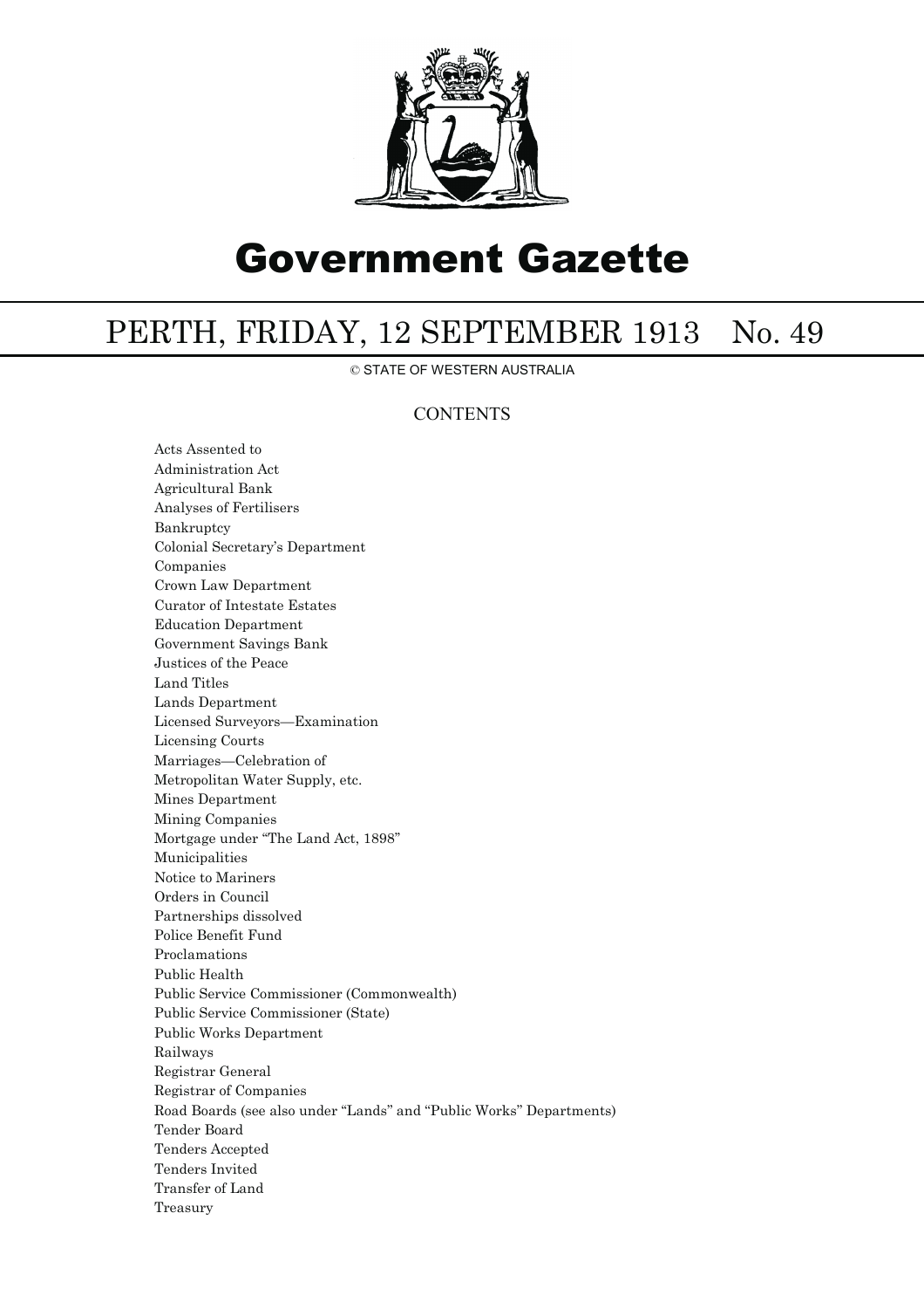# Government Gazette

## PERTH, FRIDAY, 12 SEPTEMBER 1913 No. 49

© STATE OF WESTERN AUSTRALIA

### CONTENTS

Acts Assented to
Administration Act
Agricultural Bank
Analyses of Fertilisers
Bankruptcy
Colonial Secretary's Department
Companies
Crown Law Department
Curator of Intestate Estates
Education Department
Government Savings Bank
Justices of the Peace
Land Titles
Lands Department
Licensed Surveyors—Examination
Licensing Courts
Marriages—Celebration of
Metropolitan Water Supply, etc.
Mines Department
Mining Companies
Mortgage under "The Land Act, 1898"
Municipalities
Notice to Mariners
Orders in Council
Partnerships dissolved
Police Benefit Fund
Proclamations
Public Health
Public Service Commissioner (Commonwealth)
Public Service Commissioner (State)
Public Works Department
Railways
Registrar General
Registrar of Companies
Road Boards (see also under "Lands" and "Public Works" Departments)
Tender Board
Tenders Accepted
Tenders Invited
Transfer of Land
Treasury